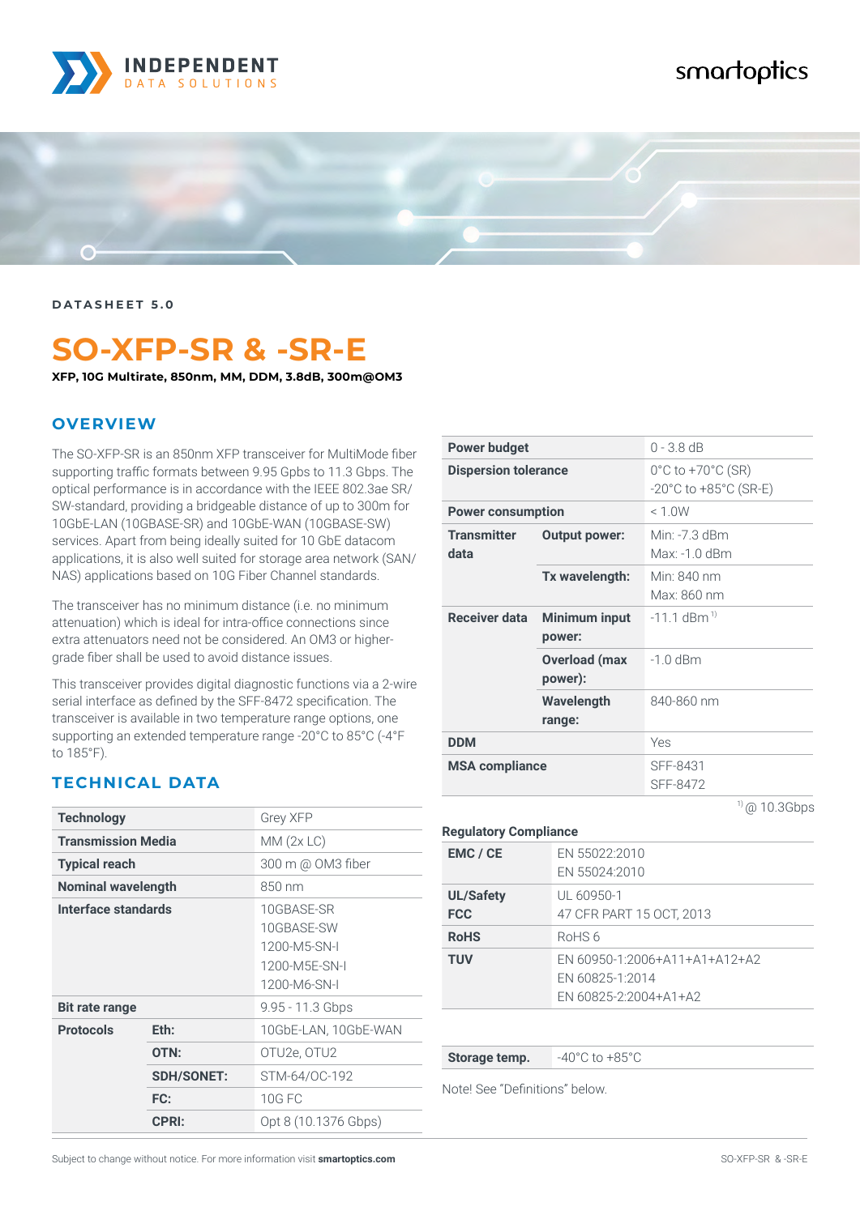DATASHEET 5.0

# SO-XFP-SR & -SR-E

**XFP, 10G Multirate, 850nm, MM, DDM, 3.8dB, 300m@OM3**

## OVERVIEW

The SO-XFP-SR is an 850nm XFP transceiver for MultiMode fiber supporting traffic formats between 9.95 Gpbs to 11.3 Gbps. The optical performance is in accordance with the IEEE 802.3ae SR/SW-standard, providing a bridgeable distance of up to 300m for 10GbE-LAN (10GBASE-SR) and 10GbE-WAN (10GBASE-SW) services. Apart from being ideally suited for 10 GbE datacom applications, it is also well suited for storage area network (SAN/NAS) applications based on 10G Fiber Channel standards.

The transceiver has no minimum distance (i.e. no minimum attenuation) which is ideal for intra-office connections since extra attenuators need not be considered. An OM3 or higher-grade fiber shall be used to avoid distance issues.

This transceiver provides digital diagnostic functions via a 2-wire serial interface as defined by the SFF-8472 specification. The transceiver is available in two temperature range options, one supporting an extended temperature range -20°C to 85°C (-4°F to 185°F).

## TECHNICAL DATA

| | | |
|---|---|---|
| **Technology** | | Grey XFP |
| **Transmission Media** | | MM (2x LC) |
| **Typical reach** | | 300 m @ OM3 fiber |
| **Nominal wavelength** | | 850 nm |
| **Interface standards** | | 10GBASE-SR<br>10GBASE-SW<br>1200-M5-SN-I<br>1200-M5E-SN-I<br>1200-M6-SN-I |
| **Bit rate range** | | 9.95 - 11.3 Gbps |
| **Protocols** | **Eth:** | 10GbE-LAN, 10GbE-WAN |
| | **OTN:** | OTU2e, OTU2 |
| | **SDH/SONET:** | STM-64/OC-192 |
| | **FC:** | 10G FC |
| | **CPRI:** | Opt 8 (10.1376 Gbps) |

| | | |
|---|---|---|
| **Power budget** | | 0 - 3.8 dB |
| **Dispersion tolerance** | | 0°C to +70°C (SR)<br>-20°C to +85°C (SR-E) |
| **Power consumption** | | < 1.0W |
| **Transmitter data** | **Output power:** | Min: -7.3 dBm<br>Max: -1.0 dBm |
| | **Tx wavelength:** | Min: 840 nm<br>Max: 860 nm |
| **Receiver data** | **Minimum input power:** | -11.1 dBm [1] |
| | **Overload (max power):** | -1.0 dBm |
| | **Wavelength range:** | 840-860 nm |
| **DDM** | | Yes |
| **MSA compliance** | | SFF-8431<br>SFF-8472 |

[1] @ 10.3Gbps

**Regulatory Compliance**

| | |
|---|---|
| **EMC / CE** | EN 55022:2010<br>EN 55024:2010 |
| **UL/Safety<br>FCC** | UL 60950-1<br>47 CFR PART 15 OCT, 2013 |
| **RoHS** | RoHS 6 |
| **TUV** | EN 60950-1:2006+A11+A1+A12+A2<br>EN 60825-1:2014<br>EN 60825-2:2004+A1+A2 |

| | |
|---|---|
| **Storage temp.** | -40°C to +85°C |

Note! See "Definitions" below.

Subject to change without notice. For more information visit **smartoptics.com**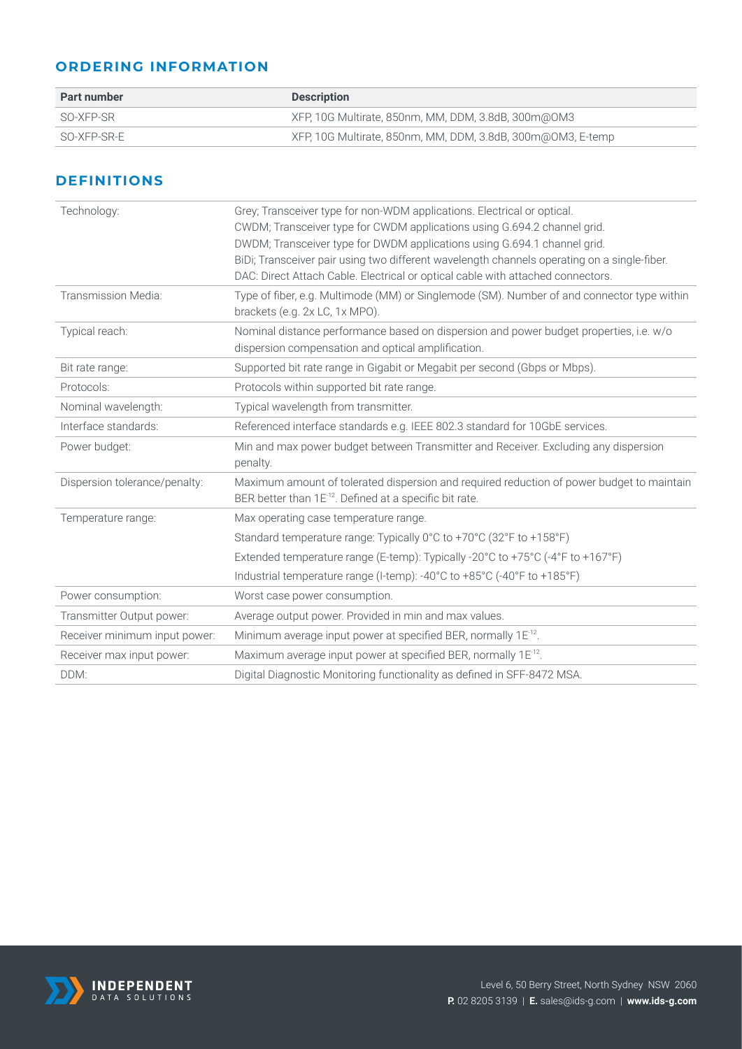## ORDERING INFORMATION

| Part number | Description |
|---|---|
| SO-XFP-SR | XFP, 10G Multirate, 850nm, MM, DDM, 3.8dB, 300m@OM3 |
| SO-XFP-SR-E | XFP, 10G Multirate, 850nm, MM, DDM, 3.8dB, 300m@OM3, E-temp |

## DEFINITIONS

| | |
|---|---|
| Technology: | Grey; Transceiver type for non-WDM applications. Electrical or optical.<br>CWDM; Transceiver type for CWDM applications using G.694.2 channel grid.<br>DWDM; Transceiver type for DWDM applications using G.694.1 channel grid.<br>BiDi; Transceiver pair using two different wavelength channels operating on a single-fiber.<br>DAC: Direct Attach Cable. Electrical or optical cable with attached connectors. |
| Transmission Media: | Type of fiber, e.g. Multimode (MM) or Singlemode (SM). Number of and connector type within brackets (e.g. 2x LC, 1x MPO). |
| Typical reach: | Nominal distance performance based on dispersion and power budget properties, i.e. w/o dispersion compensation and optical amplification. |
| Bit rate range: | Supported bit rate range in Gigabit or Megabit per second (Gbps or Mbps). |
| Protocols: | Protocols within supported bit rate range. |
| Nominal wavelength: | Typical wavelength from transmitter. |
| Interface standards: | Referenced interface standards e.g. IEEE 802.3 standard for 10GbE services. |
| Power budget: | Min and max power budget between Transmitter and Receiver. Excluding any dispersion penalty. |
| Dispersion tolerance/penalty: | Maximum amount of tolerated dispersion and required reduction of power budget to maintain BER better than $1E^{-12}$. Defined at a specific bit rate. |
| Temperature range: | Max operating case temperature range.<br>Standard temperature range: Typically 0°C to +70°C (32°F to +158°F)<br>Extended temperature range (E-temp): Typically -20°C to +75°C (-4°F to +167°F)<br>Industrial temperature range (I-temp): -40°C to +85°C (-40°F to +185°F) |
| Power consumption: | Worst case power consumption. |
| Transmitter Output power: | Average output power. Provided in min and max values. |
| Receiver minimum input power: | Minimum average input power at specified BER, normally $1E^{-12}$. |
| Receiver max input power: | Maximum average input power at specified BER, normally $1E^{-12}$. |
| DDM: | Digital Diagnostic Monitoring functionality as defined in SFF-8472 MSA. |

INDEPENDENT DATA SOLUTIONS

Level 6, 50 Berry Street, North Sydney NSW 2060
**P.** 02 8205 3139 | **E.** sales@ids-g.com | **www.ids-g.com**